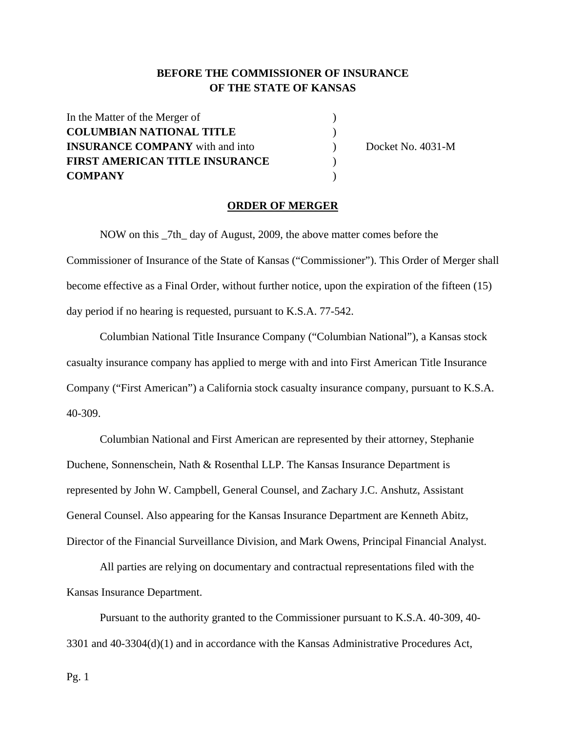**BEFORE THE COMMISSIONER OF INSURANCE OF THE STATE OF KANSAS**

| | | |
|---|---|---|
| In the Matter of the Merger of **COLUMBIAN NATIONAL TITLE INSURANCE COMPANY** with and into **FIRST AMERICAN TITLE INSURANCE COMPANY** | ) ) ) ) ) | Docket No. 4031-M |

**ORDER OF MERGER**

NOW on this _7th_ day of August, 2009, the above matter comes before the Commissioner of Insurance of the State of Kansas ("Commissioner"). This Order of Merger shall become effective as a Final Order, without further notice, upon the expiration of the fifteen (15) day period if no hearing is requested, pursuant to K.S.A. 77-542.

Columbian National Title Insurance Company ("Columbian National"), a Kansas stock casualty insurance company has applied to merge with and into First American Title Insurance Company ("First American") a California stock casualty insurance company, pursuant to K.S.A. 40-309.

Columbian National and First American are represented by their attorney, Stephanie Duchene, Sonnenschein, Nath & Rosenthal LLP. The Kansas Insurance Department is represented by John W. Campbell, General Counsel, and Zachary J.C. Anshutz, Assistant General Counsel. Also appearing for the Kansas Insurance Department are Kenneth Abitz, Director of the Financial Surveillance Division, and Mark Owens, Principal Financial Analyst.

All parties are relying on documentary and contractual representations filed with the Kansas Insurance Department.

Pursuant to the authority granted to the Commissioner pursuant to K.S.A. 40-309, 40-3301 and 40-3304(d)(1) and in accordance with the Kansas Administrative Procedures Act,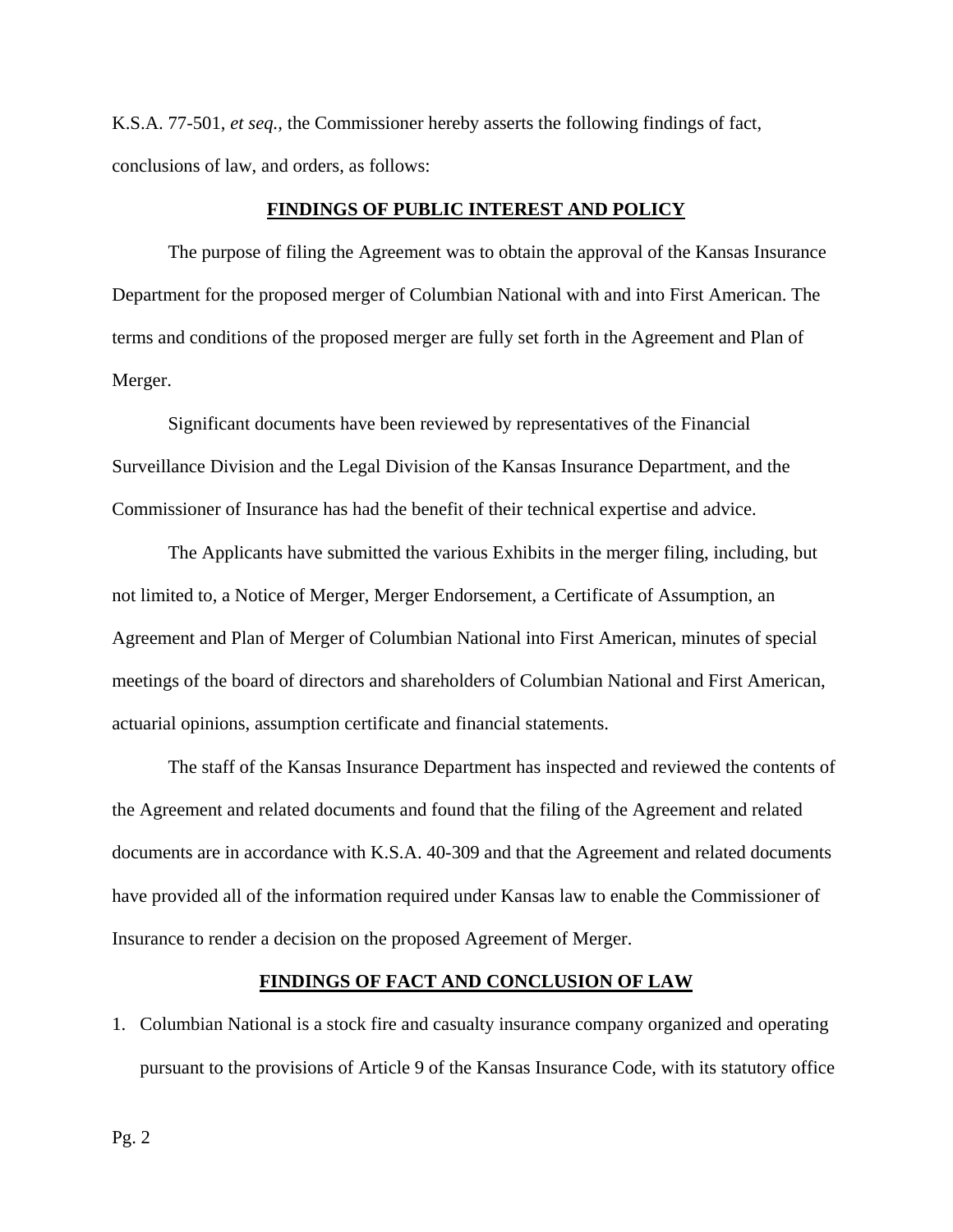K.S.A. 77-501, *et seq.*, the Commissioner hereby asserts the following findings of fact, conclusions of law, and orders, as follows:

## FINDINGS OF PUBLIC INTEREST AND POLICY

The purpose of filing the Agreement was to obtain the approval of the Kansas Insurance Department for the proposed merger of Columbian National with and into First American. The terms and conditions of the proposed merger are fully set forth in the Agreement and Plan of Merger.

Significant documents have been reviewed by representatives of the Financial Surveillance Division and the Legal Division of the Kansas Insurance Department, and the Commissioner of Insurance has had the benefit of their technical expertise and advice.

The Applicants have submitted the various Exhibits in the merger filing, including, but not limited to, a Notice of Merger, Merger Endorsement, a Certificate of Assumption, an Agreement and Plan of Merger of Columbian National into First American, minutes of special meetings of the board of directors and shareholders of Columbian National and First American, actuarial opinions, assumption certificate and financial statements.

The staff of the Kansas Insurance Department has inspected and reviewed the contents of the Agreement and related documents and found that the filing of the Agreement and related documents are in accordance with K.S.A. 40-309 and that the Agreement and related documents have provided all of the information required under Kansas law to enable the Commissioner of Insurance to render a decision on the proposed Agreement of Merger.

## FINDINGS OF FACT AND CONCLUSION OF LAW

1. Columbian National is a stock fire and casualty insurance company organized and operating pursuant to the provisions of Article 9 of the Kansas Insurance Code, with its statutory office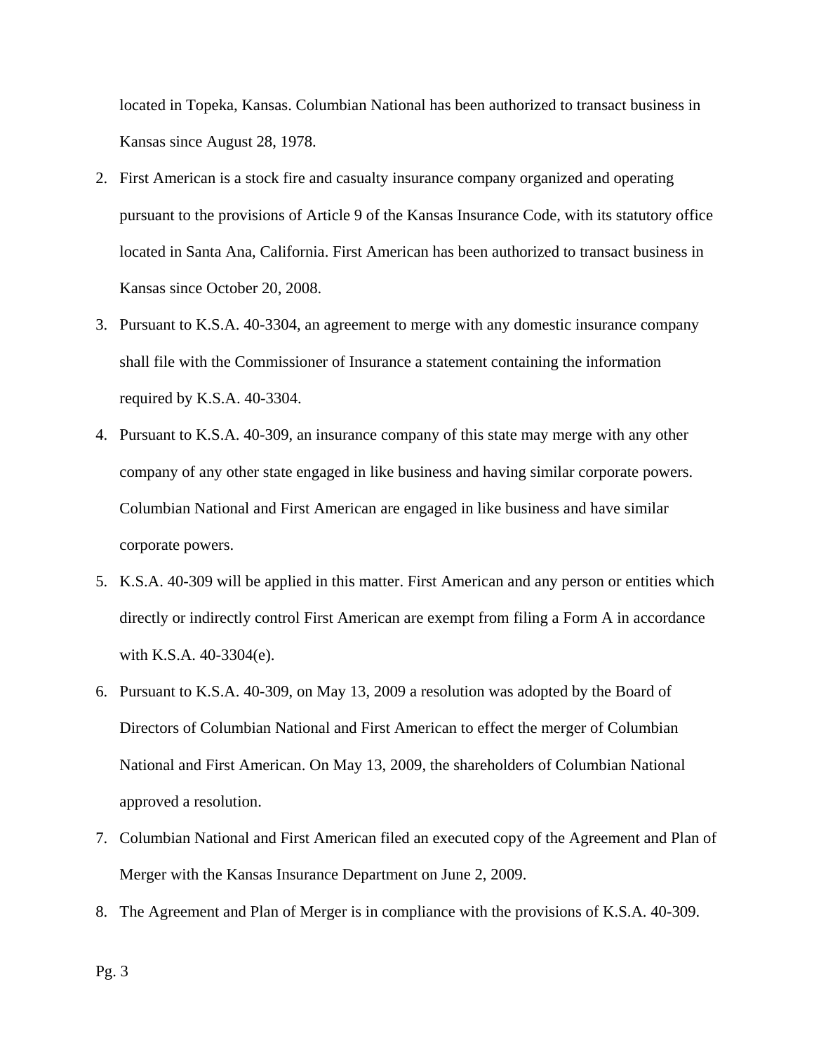located in Topeka, Kansas. Columbian National has been authorized to transact business in Kansas since August 28, 1978.

2. First American is a stock fire and casualty insurance company organized and operating pursuant to the provisions of Article 9 of the Kansas Insurance Code, with its statutory office located in Santa Ana, California. First American has been authorized to transact business in Kansas since October 20, 2008.
3. Pursuant to K.S.A. 40-3304, an agreement to merge with any domestic insurance company shall file with the Commissioner of Insurance a statement containing the information required by K.S.A. 40-3304.
4. Pursuant to K.S.A. 40-309, an insurance company of this state may merge with any other company of any other state engaged in like business and having similar corporate powers. Columbian National and First American are engaged in like business and have similar corporate powers.
5. K.S.A. 40-309 will be applied in this matter. First American and any person or entities which directly or indirectly control First American are exempt from filing a Form A in accordance with K.S.A. 40-3304(e).
6. Pursuant to K.S.A. 40-309, on May 13, 2009 a resolution was adopted by the Board of Directors of Columbian National and First American to effect the merger of Columbian National and First American. On May 13, 2009, the shareholders of Columbian National approved a resolution.
7. Columbian National and First American filed an executed copy of the Agreement and Plan of Merger with the Kansas Insurance Department on June 2, 2009.
8. The Agreement and Plan of Merger is in compliance with the provisions of K.S.A. 40-309.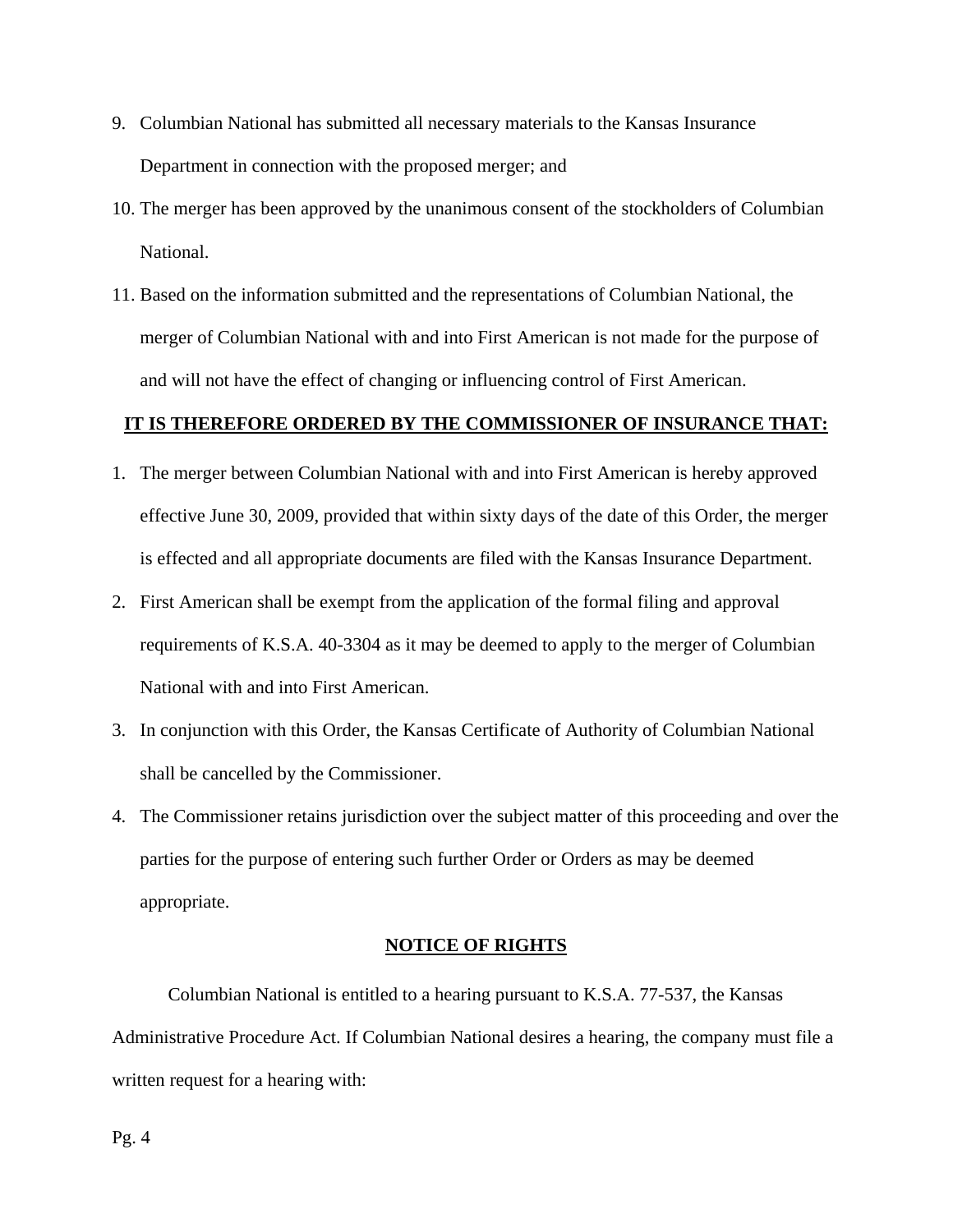9. Columbian National has submitted all necessary materials to the Kansas Insurance Department in connection with the proposed merger; and

10. The merger has been approved by the unanimous consent of the stockholders of Columbian National.

11. Based on the information submitted and the representations of Columbian National, the merger of Columbian National with and into First American is not made for the purpose of and will not have the effect of changing or influencing control of First American.

**IT IS THEREFORE ORDERED BY THE COMMISSIONER OF INSURANCE THAT:**

1. The merger between Columbian National with and into First American is hereby approved effective June 30, 2009, provided that within sixty days of the date of this Order, the merger is effected and all appropriate documents are filed with the Kansas Insurance Department.

2. First American shall be exempt from the application of the formal filing and approval requirements of K.S.A. 40-3304 as it may be deemed to apply to the merger of Columbian National with and into First American.

3. In conjunction with this Order, the Kansas Certificate of Authority of Columbian National shall be cancelled by the Commissioner.

4. The Commissioner retains jurisdiction over the subject matter of this proceeding and over the parties for the purpose of entering such further Order or Orders as may be deemed appropriate.

**NOTICE OF RIGHTS**

Columbian National is entitled to a hearing pursuant to K.S.A. 77-537, the Kansas Administrative Procedure Act. If Columbian National desires a hearing, the company must file a written request for a hearing with: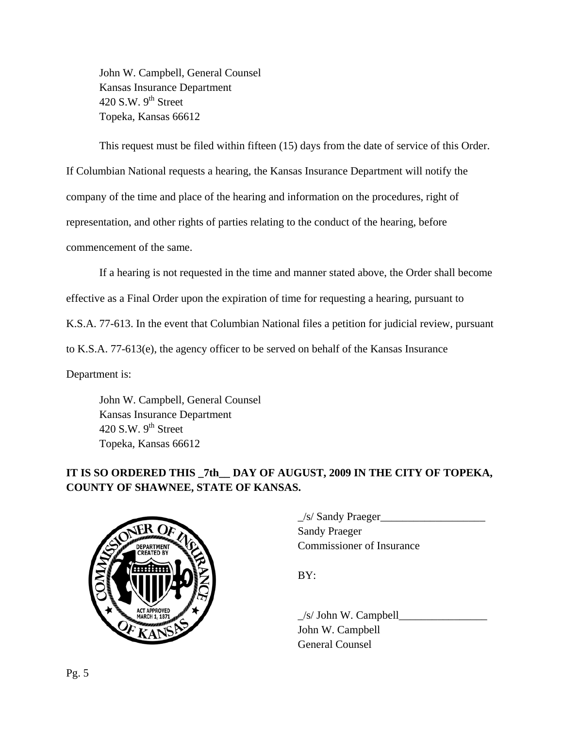John W. Campbell, General Counsel
Kansas Insurance Department
420 S.W. 9th Street
Topeka, Kansas 66612

This request must be filed within fifteen (15) days from the date of service of this Order. If Columbian National requests a hearing, the Kansas Insurance Department will notify the company of the time and place of the hearing and information on the procedures, right of representation, and other rights of parties relating to the conduct of the hearing, before commencement of the same.

If a hearing is not requested in the time and manner stated above, the Order shall become effective as a Final Order upon the expiration of time for requesting a hearing, pursuant to K.S.A. 77-613. In the event that Columbian National files a petition for judicial review, pursuant to K.S.A. 77-613(e), the agency officer to be served on behalf of the Kansas Insurance Department is:

John W. Campbell, General Counsel
Kansas Insurance Department
420 S.W. 9th Street
Topeka, Kansas 66612

**IT IS SO ORDERED THIS _7th__ DAY OF AUGUST, 2009 IN THE CITY OF TOPEKA, COUNTY OF SHAWNEE, STATE OF KANSAS.**

_/s/ Sandy Praeger___________________
Sandy Praeger
Commissioner of Insurance

BY:

_/s/ John W. Campbell________________
John W. Campbell
General Counsel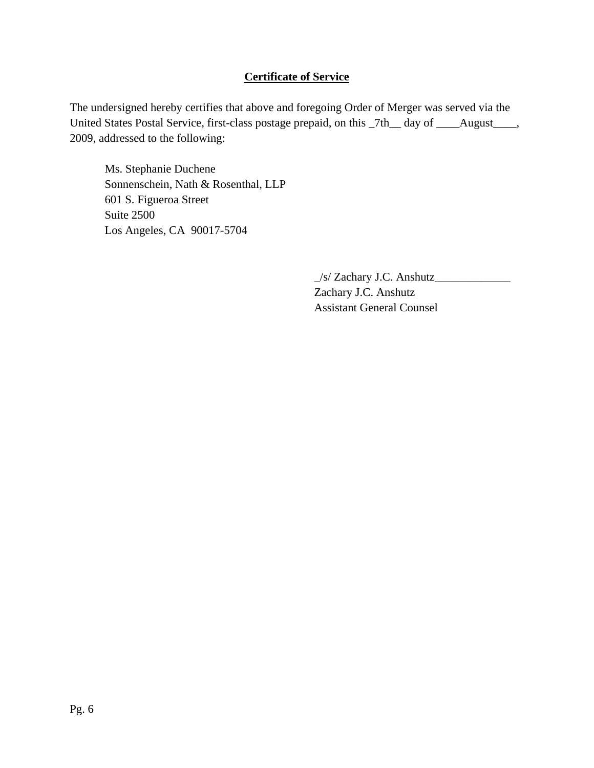**Certificate of Service**

The undersigned hereby certifies that above and foregoing Order of Merger was served via the United States Postal Service, first-class postage prepaid, on this _7th__ day of ____August____, 2009, addressed to the following:

Ms. Stephanie Duchene  
Sonnenschein, Nath & Rosenthal, LLP  
601 S. Figueroa Street  
Suite 2500  
Los Angeles, CA  90017-5704

_/s/ Zachary J.C. Anshutz_____________  
Zachary J.C. Anshutz  
Assistant General Counsel